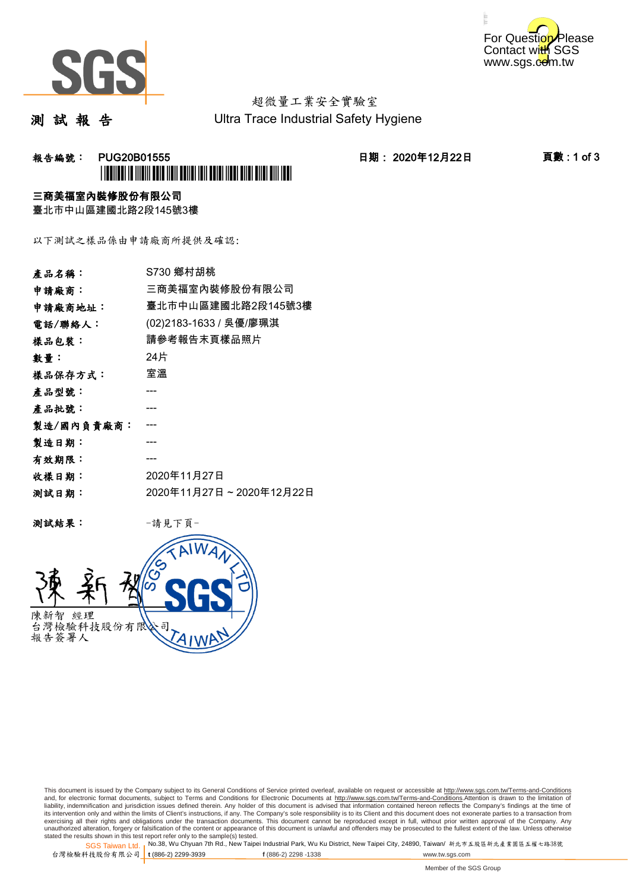SGS

For Question Please Contact with SGS www.sgs.com.tw

超微量工業安全實驗室
Ultra Trace Industrial Safety Hygiene

# 測 試 報 告

報告編號： PUG20B01555　　　日期： 2020年12月22日　　　頁數 : 1 of 3

**三商美福室內裝修股份有限公司**
臺北市中山區建國北路2段145號3樓

以下測試之樣品係由申請廠商所提供及確認:

| | |
|---|---|
| 產品名稱： | S730 鄉村胡桃 |
| 申請廠商： | 三商美福室內裝修股份有限公司 |
| 申請廠商地址： | 臺北市中山區建國北路2段145號3樓 |
| 電話/聯絡人： | (02)2183-1633 / 吳優/廖珮淇 |
| 樣品包裝： | 請參考報告末頁樣品照片 |
| 數量： | 24片 |
| 樣品保存方式： | 室溫 |
| 產品型號： | --- |
| 產品批號： | --- |
| 製造/國內負責廠商： | --- |
| 製造日期： | --- |
| 有效期限： | --- |
| 收樣日期： | 2020年11月27日 |
| 測試日期： | 2020年11月27日 ~ 2020年12月22日 |

測試結果： -請見下頁-

陳新智　經理
台灣檢驗科技股份有限公司
報告簽署人

This document is issued by the Company subject to its General Conditions of Service printed overleaf, available on request or accessible at http://www.sgs.com.tw/Terms-and-Conditions and, for electronic format documents, subject to Terms and Conditions for Electronic Documents at http://www.sgs.com.tw/Terms-and-Conditions.Attention is drawn to the limitation of liability, indemnification and jurisdiction issues defined therein. Any holder of this document is advised that information contained hereon reflects the Company's findings at the time of its intervention only and within the limits of Client's instructions, if any. The Company's sole responsibility is to its Client and this document does not exonerate parties to a transaction from exercising all their rights and obligations under the transaction documents. This document cannot be reproduced except in full, without prior written approval of the Company. Any unauthorized alteration, forgery or falsification of the content or appearance of this document is unlawful and offenders may be prosecuted to the fullest extent of the law. Unless otherwise stated the results shown in this test report refer only to the sample(s) tested.

SGS Taiwan Ltd. 台灣檢驗科技股份有限公司 | No.38, Wu Chyuan 7th Rd., New Taipei Industrial Park, Wu Ku District, New Taipei City, 24890, Taiwan/ 新北市五股區新北產業園區五權七路38號 t (886-2) 2299-3939 f (886-2) 2298 -1338 www.tw.sgs.com

Member of the SGS Group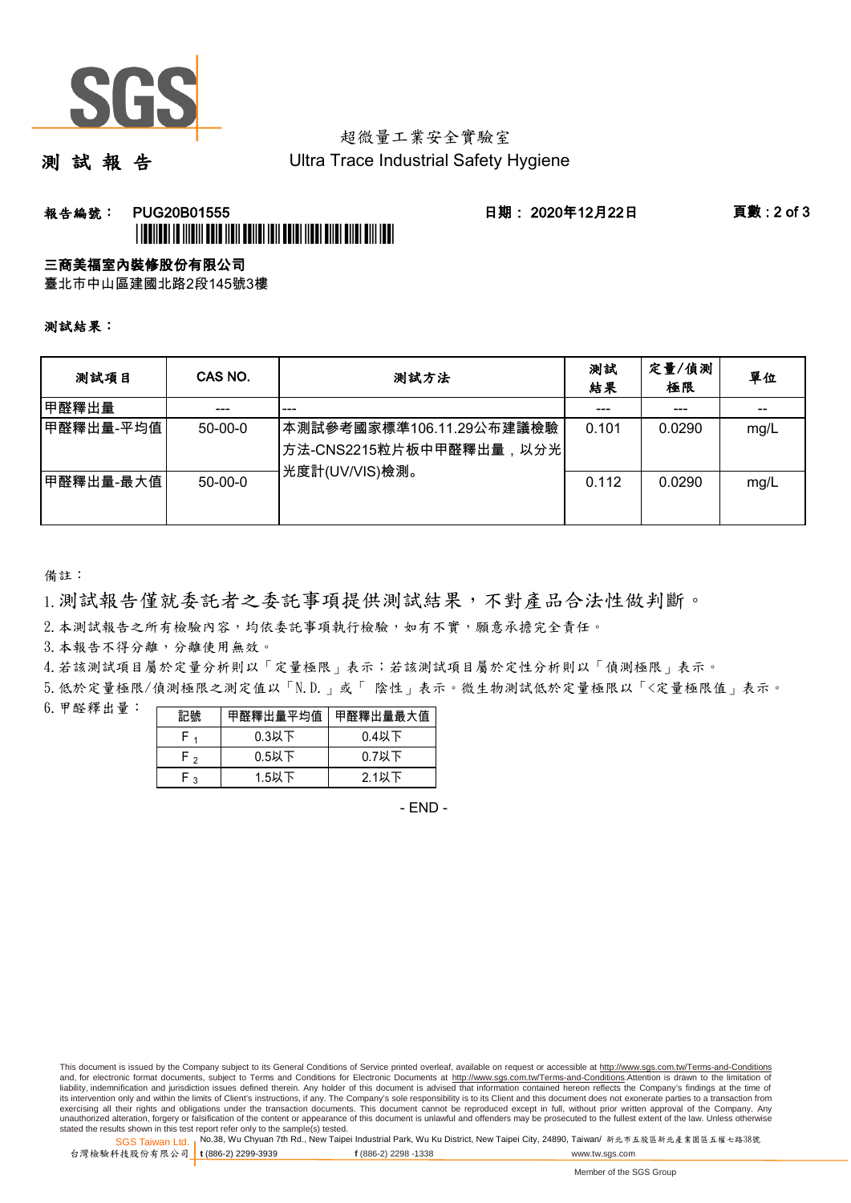超微量工業安全實驗室

# 測 試 報 告

Ultra Trace Industrial Safety Hygiene

**報告編號： PUG20B01555** **日期： 2020年12月22日** **頁數 : 2 of 3**

**三商美福室內裝修股份有限公司**

臺北市中山區建國北路2段145號3樓

**測試結果：**

| 測試項目 | CAS NO. | 測試方法 | 測試結果 | 定量/偵測極限 | 單位 |
|---|---|---|---|---|---|
| 甲醛釋出量 | --- | --- | --- | --- | -- |
| 甲醛釋出量-平均值 | 50-00-0 | 本測試參考國家標準106.11.29公布建議檢驗方法-CNS2215粒片板中甲醛釋出量，以分光光度計(UV/VIS)檢測。 | 0.101 | 0.0290 | mg/L |
| 甲醛釋出量-最大值 | 50-00-0 | | 0.112 | 0.0290 | mg/L |

備註：

1. 測試報告僅就委託者之委託事項提供測試結果，不對產品合法性做判斷。
2. 本測試報告之所有檢驗內容，均依委託事項執行檢驗，如有不實，願意承擔完全責任。
3. 本報告不得分離，分離使用無效。
4. 若該測試項目屬於定量分析則以「定量極限」表示；若該測試項目屬於定性分析則以「偵測極限」表示。
5. 低於定量極限/偵測極限之測定值以「N.D.」或「 陰性」表示。微生物測試低於定量極限以「<定量極限值」表示。
6. 甲醛釋出量：

| 記號 | 甲醛釋出量平均值 | 甲醛釋出量最大值 |
|---|---|---|
| $F_1$ | 0.3以下 | 0.4以下 |
| $F_2$ | 0.5以下 | 0.7以下 |
| $F_3$ | 1.5以下 | 2.1以下 |

- END -

This document is issued by the Company subject to its General Conditions of Service printed overleaf, available on request or accessible at http://www.sgs.com.tw/Terms-and-Conditions and, for electronic format documents, subject to Terms and Conditions for Electronic Documents at http://www.sgs.com.tw/Terms-and-Conditions.Attention is drawn to the limitation of liability, indemnification and jurisdiction issues defined therein. Any holder of this document is advised that information contained hereon reflects the Company's findings at the time of its intervention only and within the limits of Client's instructions, if any. The Company's sole responsibility is to its Client and this document does not exonerate parties to a transaction from exercising all their rights and obligations under the transaction documents. This document cannot be reproduced except in full, without prior written approval of the Company. Any unauthorized alteration, forgery or falsification of the content or appearance of this document is unlawful and offenders may be prosecuted to the fullest extent of the law. Unless otherwise stated the results shown in this test report refer only to the sample(s) tested.

SGS Taiwan Ltd. 台灣檢驗科技股份有限公司 | No.38, Wu Chyuan 7th Rd., New Taipei Industrial Park, Wu Ku District, New Taipei City, 24890, Taiwan/ 新北市五股區新北產業園區五權七路38號 | t (886-2) 2299-3939 f (886-2) 2298 -1338 www.tw.sgs.com

Member of the SGS Group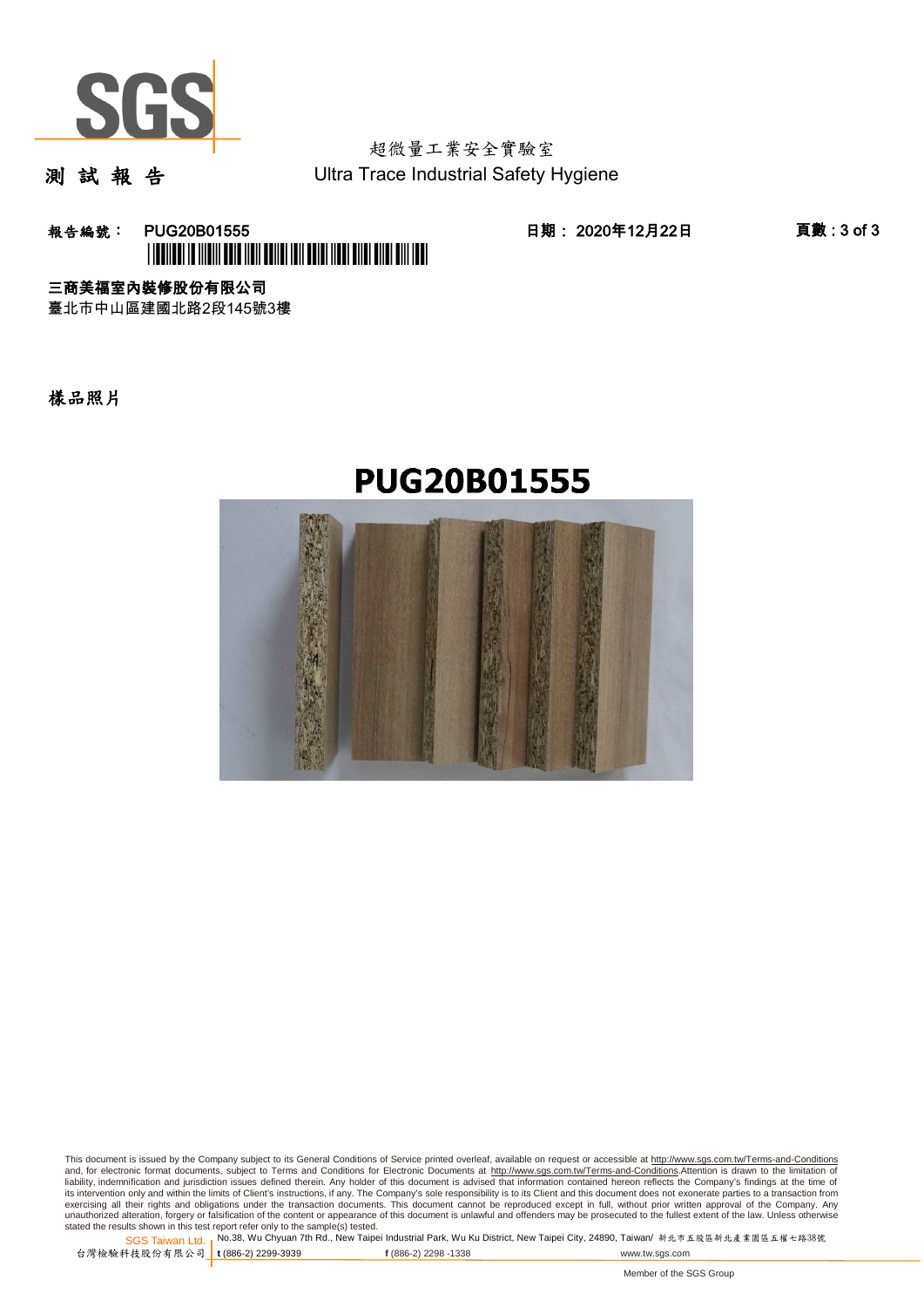測 試 報 告

超微量工業安全實驗室
Ultra Trace Industrial Safety Hygiene

報告編號： PUG20B01555　　日期： 2020年12月22日

三商美福室內裝修股份有限公司
臺北市中山區建國北路2段145號3樓

樣品照片

PUG20B01555

This document is issued by the Company subject to its General Conditions of Service printed overleaf, available on request or accessible at http://www.sgs.com.tw/Terms-and-Conditions and, for electronic format documents, subject to Terms and Conditions for Electronic Documents at http://www.sgs.com.tw/Terms-and-Conditions.Attention is drawn to the limitation of liability, indemnification and jurisdiction issues defined therein. Any holder of this document is advised that information contained hereon reflects the Company's findings at the time of its intervention only and within the limits of Client's instructions, if any. The Company's sole responsibility is to its Client and this document does not exonerate parties to a transaction from exercising all their rights and obligations under the transaction documents. This document cannot be reproduced except in full, without prior written approval of the Company. Any unauthorized alteration, forgery or falsification of the content or appearance of this document is unlawful and offenders may be prosecuted to the fullest extent of the law. Unless otherwise stated the results shown in this test report refer only to the sample(s) tested.

SGS Taiwan Ltd. 台灣檢驗科技股份有限公司 | No.38, Wu Chyuan 7th Rd., New Taipei Industrial Park, Wu Ku District, New Taipei City, 24890, Taiwan/ 新北市五股區新北產業園區五權七路38號 | t (886-2) 2299-3939 f (886-2) 2298 -1338 www.tw.sgs.com

Member of the SGS Group